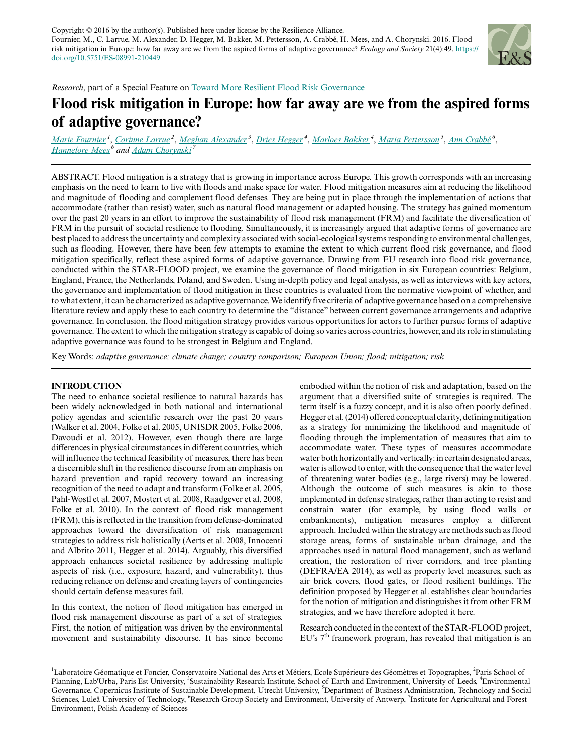Copyright © 2016 by the author(s). Published here under license by the Resilience Alliance.
Fournier, M., C. Larrue, M. Alexander, D. Hegger, M. Bakker, M. Pettersson, A. Crabbé, H. Mees, and A. Chorynski. 2016. Flood risk mitigation in Europe: how far away are we from the aspired forms of adaptive governance? *Ecology and Society* 21(4):49. https://doi.org/10.5751/ES-08991-210449

*Research*, part of a Special Feature on Toward More Resilient Flood Risk Governance

# Flood risk mitigation in Europe: how far away are we from the aspired forms of adaptive governance?

*Marie Fournier* [1], *Corinne Larrue* [2], *Meghan Alexander* [3], *Dries Hegger* [4], *Marloes Bakker* [4], *Maria Pettersson* [5], *Ann Crabbé* [6], *Hannelore Mees* [6] and *Adam Choryński* [7]

ABSTRACT. Flood mitigation is a strategy that is growing in importance across Europe. This growth corresponds with an increasing emphasis on the need to learn to live with floods and make space for water. Flood mitigation measures aim at reducing the likelihood and magnitude of flooding and complement flood defenses. They are being put in place through the implementation of actions that accommodate (rather than resist) water, such as natural flood management or adapted housing. The strategy has gained momentum over the past 20 years in an effort to improve the sustainability of flood risk management (FRM) and facilitate the diversification of FRM in the pursuit of societal resilience to flooding. Simultaneously, it is increasingly argued that adaptive forms of governance are best placed to address the uncertainty and complexity associated with social-ecological systems responding to environmental challenges, such as flooding. However, there have been few attempts to examine the extent to which current flood risk governance, and flood mitigation specifically, reflect these aspired forms of adaptive governance. Drawing from EU research into flood risk governance, conducted within the STAR-FLOOD project, we examine the governance of flood mitigation in six European countries: Belgium, England, France, the Netherlands, Poland, and Sweden. Using in-depth policy and legal analysis, as well as interviews with key actors, the governance and implementation of flood mitigation in these countries is evaluated from the normative viewpoint of whether, and to what extent, it can be characterized as adaptive governance. We identify five criteria of adaptive governance based on a comprehensive literature review and apply these to each country to determine the "distance" between current governance arrangements and adaptive governance. In conclusion, the flood mitigation strategy provides various opportunities for actors to further pursue forms of adaptive governance. The extent to which the mitigation strategy is capable of doing so varies across countries, however, and its role in stimulating adaptive governance was found to be strongest in Belgium and England.

Key Words: *adaptive governance; climate change; country comparison; European Union; flood; mitigation; risk*

## INTRODUCTION

The need to enhance societal resilience to natural hazards has been widely acknowledged in both national and international policy agendas and scientific research over the past 20 years (Walker et al. 2004, Folke et al. 2005, UNISDR 2005, Folke 2006, Davoudi et al. 2012). However, even though there are large differences in physical circumstances in different countries, which will influence the technical feasibility of measures, there has been a discernible shift in the resilience discourse from an emphasis on hazard prevention and rapid recovery toward an increasing recognition of the need to adapt and transform (Folke et al. 2005, Pahl-Wostl et al. 2007, Mostert et al. 2008, Raadgever et al. 2008, Folke et al. 2010). In the context of flood risk management (FRM), this is reflected in the transition from defense-dominated approaches toward the diversification of risk management strategies to address risk holistically (Aerts et al. 2008, Innocenti and Albrito 2011, Hegger et al. 2014). Arguably, this diversified approach enhances societal resilience by addressing multiple aspects of risk (i.e., exposure, hazard, and vulnerability), thus reducing reliance on defense and creating layers of contingencies should certain defense measures fail.

In this context, the notion of flood mitigation has emerged in flood risk management discourse as part of a set of strategies. First, the notion of mitigation was driven by the environmental movement and sustainability discourse. It has since become embodied within the notion of risk and adaptation, based on the argument that a diversified suite of strategies is required. The term itself is a fuzzy concept, and it is also often poorly defined. Hegger et al. (2014) offered conceptual clarity, defining mitigation as a strategy for minimizing the likelihood and magnitude of flooding through the implementation of measures that aim to accommodate water. These types of measures accommodate water both horizontally and vertically: in certain designated areas, water is allowed to enter, with the consequence that the water level of threatening water bodies (e.g., large rivers) may be lowered. Although the outcome of such measures is akin to those implemented in defense strategies, rather than acting to resist and constrain water (for example, by using flood walls or embankments), mitigation measures employ a different approach. Included within the strategy are methods such as flood storage areas, forms of sustainable urban drainage, and the approaches used in natural flood management, such as wetland creation, the restoration of river corridors, and tree planting (DEFRA/EA 2014), as well as property level measures, such as air brick covers, flood gates, or flood resilient buildings. The definition proposed by Hegger et al. establishes clear boundaries for the notion of mitigation and distinguishes it from other FRM strategies, and we have therefore adopted it here.

Research conducted in the context of the STAR-FLOOD project, EU's 7th framework program, has revealed that mitigation is an

[1] Laboratoire Géomatique et Foncier, Conservatoire National des Arts et Métiers, Ecole Supérieure des Géomètres et Topographes, [2] Paris School of Planning, Lab'Urba, Paris Est University, [3] Sustainability Research Institute, School of Earth and Environment, University of Leeds, [4] Environmental Governance, Copernicus Institute of Sustainable Development, Utrecht University, [5] Department of Business Administration, Technology and Social Sciences, Luleå University of Technology, [6] Research Group Society and Environment, University of Antwerp, [7] Institute for Agricultural and Forest Environment, Polish Academy of Sciences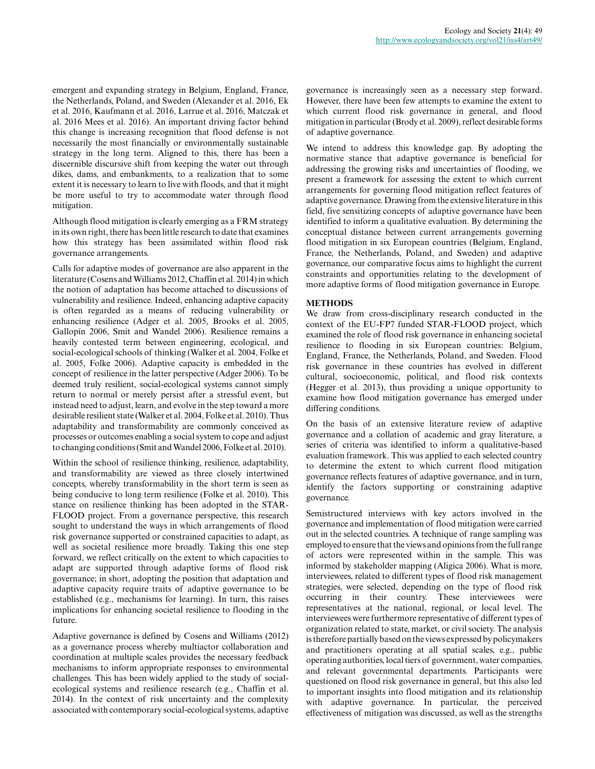emergent and expanding strategy in Belgium, England, France, the Netherlands, Poland, and Sweden (Alexander et al. 2016, Ek et al. 2016, Kaufmann et al. 2016, Larrue et al. 2016, Matczak et al. 2016 Mees et al. 2016). An important driving factor behind this change is increasing recognition that flood defense is not necessarily the most financially or environmentally sustainable strategy in the long term. Aligned to this, there has been a discernible discursive shift from keeping the water out through dikes, dams, and embankments, to a realization that to some extent it is necessary to learn to live with floods, and that it might be more useful to try to accommodate water through flood mitigation.

Although flood mitigation is clearly emerging as a FRM strategy in its own right, there has been little research to date that examines how this strategy has been assimilated within flood risk governance arrangements.

Calls for adaptive modes of governance are also apparent in the literature (Cosens and Williams 2012, Chaffin et al. 2014) in which the notion of adaptation has become attached to discussions of vulnerability and resilience. Indeed, enhancing adaptive capacity is often regarded as a means of reducing vulnerability or enhancing resilience (Adger et al. 2005, Brooks et al. 2005, Gallopín 2006, Smit and Wandel 2006). Resilience remains a heavily contested term between engineering, ecological, and social-ecological schools of thinking (Walker et al. 2004, Folke et al. 2005, Folke 2006). Adaptive capacity is embedded in the concept of resilience in the latter perspective (Adger 2006). To be deemed truly resilient, social-ecological systems cannot simply return to normal or merely persist after a stressful event, but instead need to adjust, learn, and evolve in the step toward a more desirable resilient state (Walker et al. 2004, Folke et al. 2010). Thus adaptability and transformability are commonly conceived as processes or outcomes enabling a social system to cope and adjust to changing conditions (Smit and Wandel 2006, Folke et al. 2010).

Within the school of resilience thinking, resilience, adaptability, and transformability are viewed as three closely intertwined concepts, whereby transformability in the short term is seen as being conducive to long term resilience (Folke et al. 2010). This stance on resilience thinking has been adopted in the STAR-FLOOD project. From a governance perspective, this research sought to understand the ways in which arrangements of flood risk governance supported or constrained capacities to adapt, as well as societal resilience more broadly. Taking this one step forward, we reflect critically on the extent to which capacities to adapt are supported through adaptive forms of flood risk governance; in short, adopting the position that adaptation and adaptive capacity require traits of adaptive governance to be established (e.g., mechanisms for learning). In turn, this raises implications for enhancing societal resilience to flooding in the future.

Adaptive governance is defined by Cosens and Williams (2012) as a governance process whereby multiactor collaboration and coordination at multiple scales provides the necessary feedback mechanisms to inform appropriate responses to environmental challenges. This has been widely applied to the study of social-ecological systems and resilience research (e.g., Chaffin et al. 2014). In the context of risk uncertainty and the complexity associated with contemporary social-ecological systems, adaptive governance is increasingly seen as a necessary step forward. However, there have been few attempts to examine the extent to which current flood risk governance in general, and flood mitigation in particular (Brody et al. 2009), reflect desirable forms of adaptive governance.

We intend to address this knowledge gap. By adopting the normative stance that adaptive governance is beneficial for addressing the growing risks and uncertainties of flooding, we present a framework for assessing the extent to which current arrangements for governing flood mitigation reflect features of adaptive governance. Drawing from the extensive literature in this field, five sensitizing concepts of adaptive governance have been identified to inform a qualitative evaluation. By determining the conceptual distance between current arrangements governing flood mitigation in six European countries (Belgium, England, France, the Netherlands, Poland, and Sweden) and adaptive governance, our comparative focus aims to highlight the current constraints and opportunities relating to the development of more adaptive forms of flood mitigation governance in Europe.

## METHODS

We draw from cross-disciplinary research conducted in the context of the EU-FP7 funded STAR-FLOOD project, which examined the role of flood risk governance in enhancing societal resilience to flooding in six European countries: Belgium, England, France, the Netherlands, Poland, and Sweden. Flood risk governance in these countries has evolved in different cultural, socioeconomic, political, and flood risk contexts (Hegger et al. 2013), thus providing a unique opportunity to examine how flood mitigation governance has emerged under differing conditions.

On the basis of an extensive literature review of adaptive governance and a collation of academic and gray literature, a series of criteria was identified to inform a qualitative-based evaluation framework. This was applied to each selected country to determine the extent to which current flood mitigation governance reflects features of adaptive governance, and in turn, identify the factors supporting or constraining adaptive governance.

Semistructured interviews with key actors involved in the governance and implementation of flood mitigation were carried out in the selected countries. A technique of range sampling was employed to ensure that the views and opinions from the full range of actors were represented within in the sample. This was informed by stakeholder mapping (Aligica 2006). What is more, interviewees, related to different types of flood risk management strategies, were selected, depending on the type of flood risk occurring in their country. These interviewees were representatives at the national, regional, or local level. The interviewees were furthermore representative of different types of organization related to state, market, or civil society. The analysis is therefore partially based on the views expressed by policymakers and practitioners operating at all spatial scales, e.g., public operating authorities, local tiers of government, water companies, and relevant governmental departments. Participants were questioned on flood risk governance in general, but this also led to important insights into flood mitigation and its relationship with adaptive governance. In particular, the perceived effectiveness of mitigation was discussed, as well as the strengths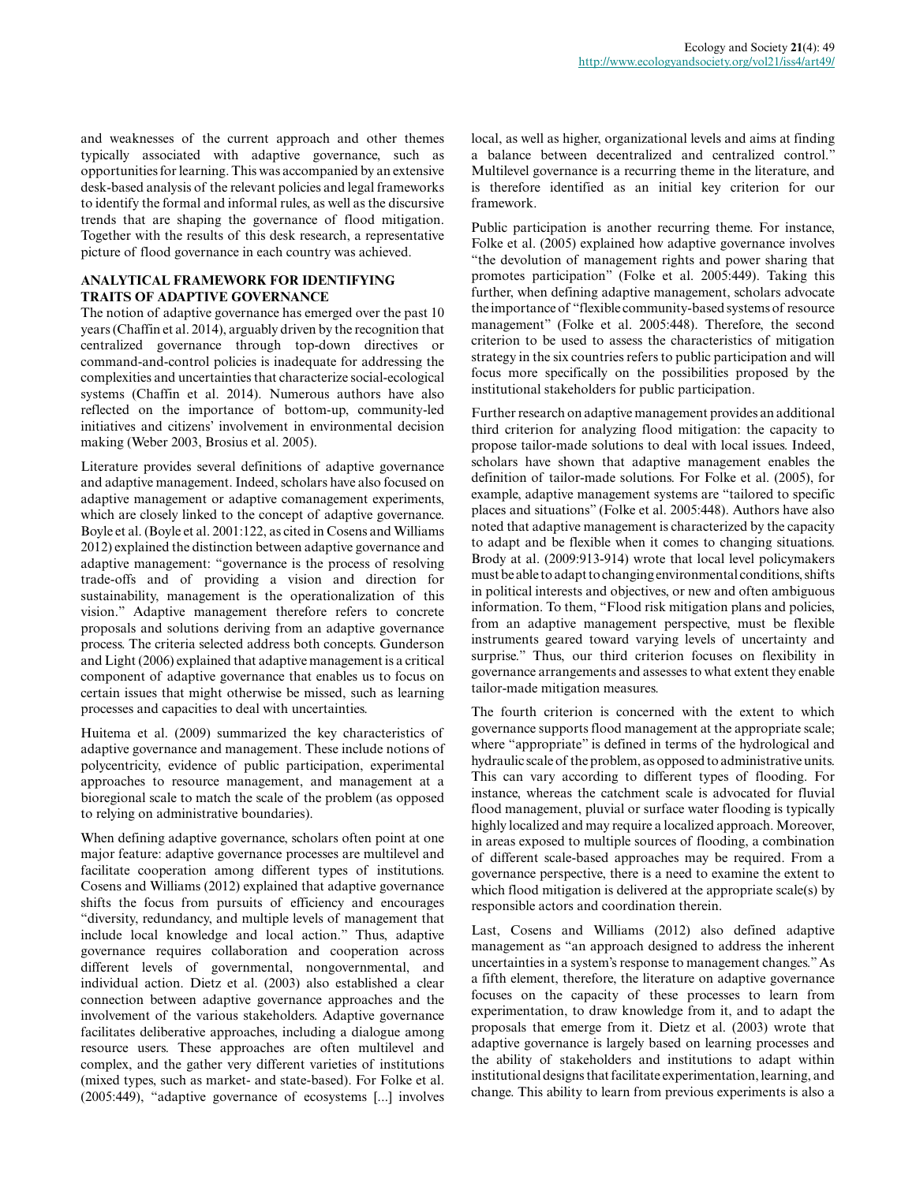and weaknesses of the current approach and other themes typically associated with adaptive governance, such as opportunities for learning. This was accompanied by an extensive desk-based analysis of the relevant policies and legal frameworks to identify the formal and informal rules, as well as the discursive trends that are shaping the governance of flood mitigation. Together with the results of this desk research, a representative picture of flood governance in each country was achieved.

## ANALYTICAL FRAMEWORK FOR IDENTIFYING TRAITS OF ADAPTIVE GOVERNANCE

The notion of adaptive governance has emerged over the past 10 years (Chaffin et al. 2014), arguably driven by the recognition that centralized governance through top-down directives or command-and-control policies is inadequate for addressing the complexities and uncertainties that characterize social-ecological systems (Chaffin et al. 2014). Numerous authors have also reflected on the importance of bottom-up, community-led initiatives and citizens' involvement in environmental decision making (Weber 2003, Brosius et al. 2005).

Literature provides several definitions of adaptive governance and adaptive management. Indeed, scholars have also focused on adaptive management or adaptive comanagement experiments, which are closely linked to the concept of adaptive governance. Boyle et al. (Boyle et al. 2001:122, as cited in Cosens and Williams 2012) explained the distinction between adaptive governance and adaptive management: "governance is the process of resolving trade-offs and of providing a vision and direction for sustainability, management is the operationalization of this vision." Adaptive management therefore refers to concrete proposals and solutions deriving from an adaptive governance process. The criteria selected address both concepts. Gunderson and Light (2006) explained that adaptive management is a critical component of adaptive governance that enables us to focus on certain issues that might otherwise be missed, such as learning processes and capacities to deal with uncertainties.

Huitema et al. (2009) summarized the key characteristics of adaptive governance and management. These include notions of polycentricity, evidence of public participation, experimental approaches to resource management, and management at a bioregional scale to match the scale of the problem (as opposed to relying on administrative boundaries).

When defining adaptive governance, scholars often point at one major feature: adaptive governance processes are multilevel and facilitate cooperation among different types of institutions. Cosens and Williams (2012) explained that adaptive governance shifts the focus from pursuits of efficiency and encourages "diversity, redundancy, and multiple levels of management that include local knowledge and local action." Thus, adaptive governance requires collaboration and cooperation across different levels of governmental, nongovernmental, and individual action. Dietz et al. (2003) also established a clear connection between adaptive governance approaches and the involvement of the various stakeholders. Adaptive governance facilitates deliberative approaches, including a dialogue among resource users. These approaches are often multilevel and complex, and the gather very different varieties of institutions (mixed types, such as market- and state-based). For Folke et al. (2005:449), "adaptive governance of ecosystems [...] involves local, as well as higher, organizational levels and aims at finding a balance between decentralized and centralized control." Multilevel governance is a recurring theme in the literature, and is therefore identified as an initial key criterion for our framework.

Public participation is another recurring theme. For instance, Folke et al. (2005) explained how adaptive governance involves "the devolution of management rights and power sharing that promotes participation" (Folke et al. 2005:449). Taking this further, when defining adaptive management, scholars advocate the importance of "flexible community-based systems of resource management" (Folke et al. 2005:448). Therefore, the second criterion to be used to assess the characteristics of mitigation strategy in the six countries refers to public participation and will focus more specifically on the possibilities proposed by the institutional stakeholders for public participation.

Further research on adaptive management provides an additional third criterion for analyzing flood mitigation: the capacity to propose tailor-made solutions to deal with local issues. Indeed, scholars have shown that adaptive management enables the definition of tailor-made solutions. For Folke et al. (2005), for example, adaptive management systems are "tailored to specific places and situations" (Folke et al. 2005:448). Authors have also noted that adaptive management is characterized by the capacity to adapt and be flexible when it comes to changing situations. Brody at al. (2009:913-914) wrote that local level policymakers must be able to adapt to changing environmental conditions, shifts in political interests and objectives, or new and often ambiguous information. To them, "Flood risk mitigation plans and policies, from an adaptive management perspective, must be flexible instruments geared toward varying levels of uncertainty and surprise." Thus, our third criterion focuses on flexibility in governance arrangements and assesses to what extent they enable tailor-made mitigation measures.

The fourth criterion is concerned with the extent to which governance supports flood management at the appropriate scale; where "appropriate" is defined in terms of the hydrological and hydraulic scale of the problem, as opposed to administrative units. This can vary according to different types of flooding. For instance, whereas the catchment scale is advocated for fluvial flood management, pluvial or surface water flooding is typically highly localized and may require a localized approach. Moreover, in areas exposed to multiple sources of flooding, a combination of different scale-based approaches may be required. From a governance perspective, there is a need to examine the extent to which flood mitigation is delivered at the appropriate scale(s) by responsible actors and coordination therein.

Last, Cosens and Williams (2012) also defined adaptive management as "an approach designed to address the inherent uncertainties in a system's response to management changes." As a fifth element, therefore, the literature on adaptive governance focuses on the capacity of these processes to learn from experimentation, to draw knowledge from it, and to adapt the proposals that emerge from it. Dietz et al. (2003) wrote that adaptive governance is largely based on learning processes and the ability of stakeholders and institutions to adapt within institutional designs that facilitate experimentation, learning, and change. This ability to learn from previous experiments is also a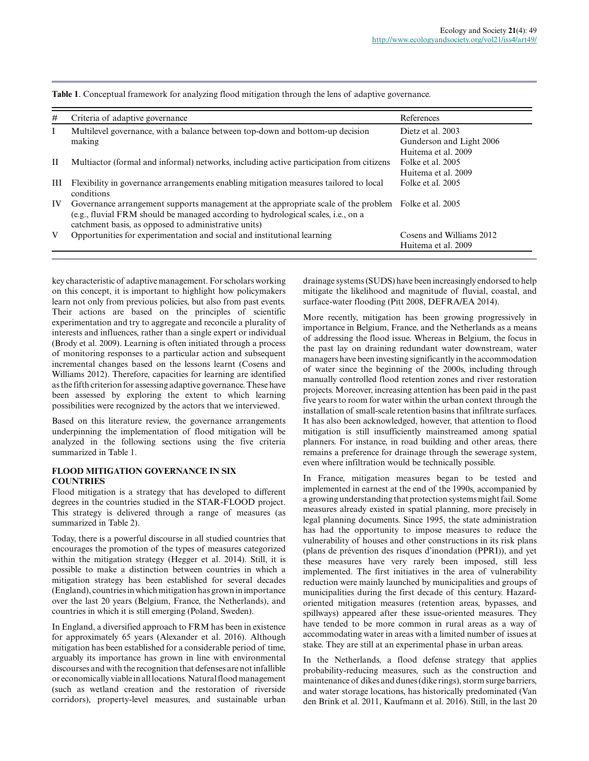**Table 1**. Conceptual framework for analyzing flood mitigation through the lens of adaptive governance.

| # | Criteria of adaptive governance | References |
|---|---|---|
| I | Multilevel governance, with a balance between top-down and bottom-up decision making | Dietz et al. 2003<br>Gunderson and Light 2006<br>Huitema et al. 2009 |
| II | Multiactor (formal and informal) networks, including active participation from citizens | Folke et al. 2005<br>Huitema et al. 2009 |
| III | Flexibility in governance arrangements enabling mitigation measures tailored to local conditions | Folke et al. 2005 |
| IV | Governance arrangement supports management at the appropriate scale of the problem (e.g., fluvial FRM should be managed according to hydrological scales, i.e., on a catchment basis, as opposed to administrative units) | Folke et al. 2005 |
| V | Opportunities for experimentation and social and institutional learning | Cosens and Williams 2012<br>Huitema et al. 2009 |

key characteristic of adaptive management. For scholars working on this concept, it is important to highlight how policymakers learn not only from previous policies, but also from past events. Their actions are based on the principles of scientific experimentation and try to aggregate and reconcile a plurality of interests and influences, rather than a single expert or individual (Brody et al. 2009). Learning is often initiated through a process of monitoring responses to a particular action and subsequent incremental changes based on the lessons learnt (Cosens and Williams 2012). Therefore, capacities for learning are identified as the fifth criterion for assessing adaptive governance. These have been assessed by exploring the extent to which learning possibilities were recognized by the actors that we interviewed.

Based on this literature review, the governance arrangements underpinning the implementation of flood mitigation will be analyzed in the following sections using the five criteria summarized in Table 1.

## FLOOD MITIGATION GOVERNANCE IN SIX COUNTRIES

Flood mitigation is a strategy that has developed to different degrees in the countries studied in the STAR-FLOOD project. This strategy is delivered through a range of measures (as summarized in Table 2).

Today, there is a powerful discourse in all studied countries that encourages the promotion of the types of measures categorized within the mitigation strategy (Hegger et al. 2014). Still, it is possible to make a distinction between countries in which a mitigation strategy has been established for several decades (England), countries in which mitigation has grown in importance over the last 20 years (Belgium, France, the Netherlands), and countries in which it is still emerging (Poland, Sweden).

In England, a diversified approach to FRM has been in existence for approximately 65 years (Alexander et al. 2016). Although mitigation has been established for a considerable period of time, arguably its importance has grown in line with environmental discourses and with the recognition that defenses are not infallible or economically viable in all locations. Natural flood management (such as wetland creation and the restoration of riverside corridors), property-level measures, and sustainable urban drainage systems (SUDS) have been increasingly endorsed to help mitigate the likelihood and magnitude of fluvial, coastal, and surface-water flooding (Pitt 2008, DEFRA/EA 2014).

More recently, mitigation has been growing progressively in importance in Belgium, France, and the Netherlands as a means of addressing the flood issue. Whereas in Belgium, the focus in the past lay on draining redundant water downstream, water managers have been investing significantly in the accommodation of water since the beginning of the 2000s, including through manually controlled flood retention zones and river restoration projects. Moreover, increasing attention has been paid in the past five years to room for water within the urban context through the installation of small-scale retention basins that infiltrate surfaces. It has also been acknowledged, however, that attention to flood mitigation is still insufficiently mainstreamed among spatial planners. For instance, in road building and other areas, there remains a preference for drainage through the sewerage system, even where infiltration would be technically possible.

In France, mitigation measures began to be tested and implemented in earnest at the end of the 1990s, accompanied by a growing understanding that protection systems might fail. Some measures already existed in spatial planning, more precisely in legal planning documents. Since 1995, the state administration has had the opportunity to impose measures to reduce the vulnerability of houses and other constructions in its risk plans (plans de prévention des risques d'inondation (PPRI)), and yet these measures have very rarely been imposed, still less implemented. The first initiatives in the area of vulnerability reduction were mainly launched by municipalities and groups of municipalities during the first decade of this century. Hazard-oriented mitigation measures (retention areas, bypasses, and spillways) appeared after these issue-oriented measures. They have tended to be more common in rural areas as a way of accommodating water in areas with a limited number of issues at stake. They are still at an experimental phase in urban areas.

In the Netherlands, a flood defense strategy that applies probability-reducing measures, such as the construction and maintenance of dikes and dunes (dike rings), storm surge barriers, and water storage locations, has historically predominated (Van den Brink et al. 2011, Kaufmann et al. 2016). Still, in the last 20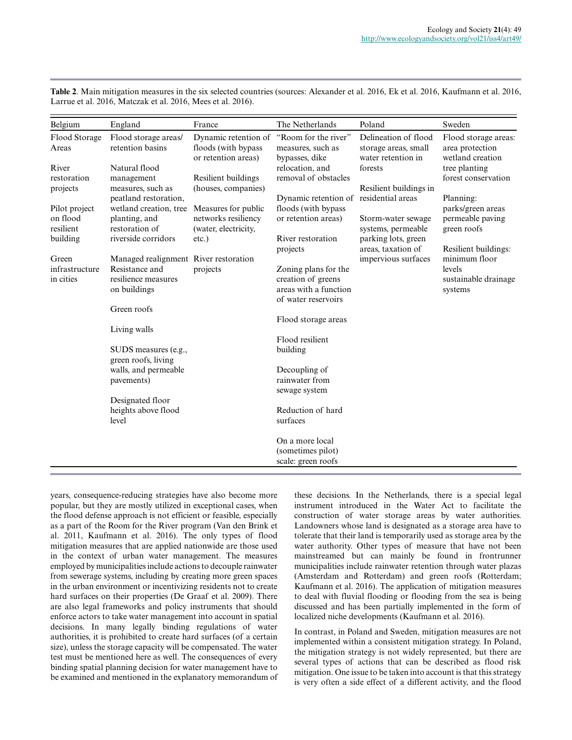**Table 2**. Main mitigation measures in the six selected countries (sources: Alexander et al. 2016, Ek et al. 2016, Kaufmann et al. 2016, Larrue et al. 2016, Matczak et al. 2016, Mees et al. 2016).

| Belgium | England | France | The Netherlands | Poland | Sweden |
|---|---|---|---|---|---|
| Flood Storage Areas<br><br>River restoration projects<br><br>Pilot project on flood resilient building<br><br>Green infrastructure in cities | Flood storage areas/ retention basins<br><br>Natural flood management measures, such as peatland restoration, wetland creation, tree planting, and restoration of riverside corridors<br><br>Managed realignment<br>Resistance and resilience measures on buildings<br><br>Green roofs<br><br>Living walls<br><br>SUDS measures (e.g., green roofs, living walls, and permeable pavements)<br><br>Designated floor heights above flood level | Dynamic retention of floods (with bypass or retention areas)<br><br>Resilient buildings (houses, companies)<br><br>Measures for public networks resiliency (water, electricity, etc.)<br><br>River restoration projects | "Room for the river" measures, such as bypasses, dike relocation, and removal of obstacles<br><br>Dynamic retention of floods (with bypass or retention areas)<br><br>River restoration projects<br><br>Zoning plans for the creation of greens areas with a function of water reservoirs<br><br>Flood storage areas<br><br>Flood resilient building<br><br>Decoupling of rainwater from sewage system<br><br>Reduction of hard surfaces<br><br>On a more local (sometimes pilot) scale: green roofs | Delineation of flood storage areas, small water retention in forests<br><br>Resilient buildings in residential areas<br><br>Storm-water sewage systems, permeable parking lots, green areas, taxation of impervious surfaces | Flood storage areas: area protection wetland creation tree planting forest conservation<br><br>Planning: parks/green areas permeable paving green roofs<br><br>Resilient buildings: minimum floor levels sustainable drainage systems |

years, consequence-reducing strategies have also become more popular, but they are mostly utilized in exceptional cases, when the flood defense approach is not efficient or feasible, especially as a part of the Room for the River program (Van den Brink et al. 2011, Kaufmann et al. 2016). The only types of flood mitigation measures that are applied nationwide are those used in the context of urban water management. The measures employed by municipalities include actions to decouple rainwater from sewerage systems, including by creating more green spaces in the urban environment or incentivizing residents not to create hard surfaces on their properties (De Graaf et al. 2009). There are also legal frameworks and policy instruments that should enforce actors to take water management into account in spatial decisions. In many legally binding regulations of water authorities, it is prohibited to create hard surfaces (of a certain size), unless the storage capacity will be compensated. The water test must be mentioned here as well. The consequences of every binding spatial planning decision for water management have to be examined and mentioned in the explanatory memorandum of these decisions. In the Netherlands, there is a special legal instrument introduced in the Water Act to facilitate the construction of water storage areas by water authorities. Landowners whose land is designated as a storage area have to tolerate that their land is temporarily used as storage area by the water authority. Other types of measure that have not been mainstreamed but can mainly be found in frontrunner municipalities include rainwater retention through water plazas (Amsterdam and Rotterdam) and green roofs (Rotterdam; Kaufmann et al. 2016). The application of mitigation measures to deal with fluvial flooding or flooding from the sea is being discussed and has been partially implemented in the form of localized niche developments (Kaufmann et al. 2016).

In contrast, in Poland and Sweden, mitigation measures are not implemented within a consistent mitigation strategy. In Poland, the mitigation strategy is not widely represented, but there are several types of actions that can be described as flood risk mitigation. One issue to be taken into account is that this strategy is very often a side effect of a different activity, and the flood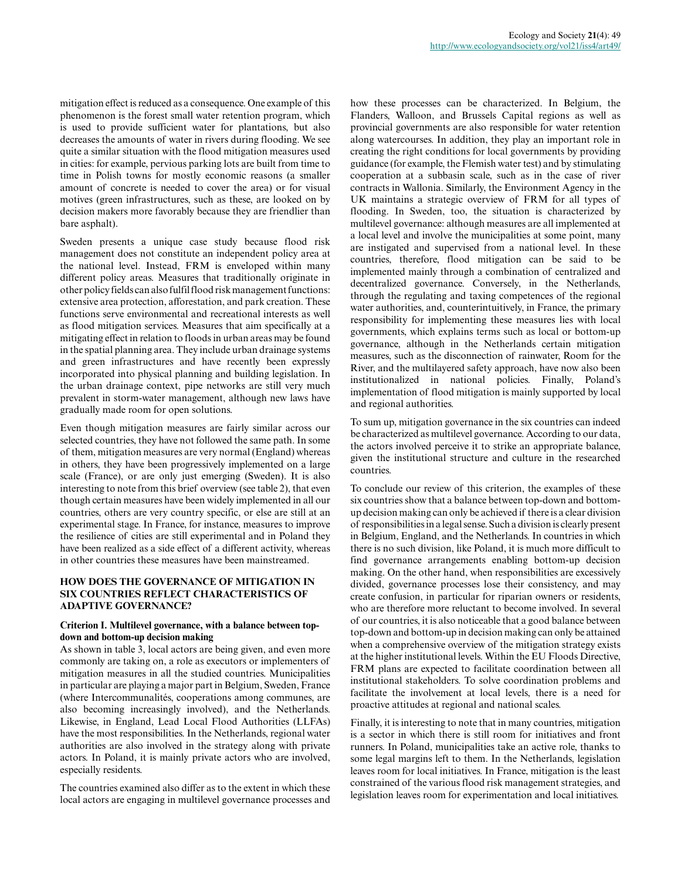mitigation effect is reduced as a consequence. One example of this phenomenon is the forest small water retention program, which is used to provide sufficient water for plantations, but also decreases the amounts of water in rivers during flooding. We see quite a similar situation with the flood mitigation measures used in cities: for example, pervious parking lots are built from time to time in Polish towns for mostly economic reasons (a smaller amount of concrete is needed to cover the area) or for visual motives (green infrastructures, such as these, are looked on by decision makers more favorably because they are friendlier than bare asphalt).

Sweden presents a unique case study because flood risk management does not constitute an independent policy area at the national level. Instead, FRM is enveloped within many different policy areas. Measures that traditionally originate in other policy fields can also fulfil flood risk management functions: extensive area protection, afforestation, and park creation. These functions serve environmental and recreational interests as well as flood mitigation services. Measures that aim specifically at a mitigating effect in relation to floods in urban areas may be found in the spatial planning area. They include urban drainage systems and green infrastructures and have recently been expressly incorporated into physical planning and building legislation. In the urban drainage context, pipe networks are still very much prevalent in storm-water management, although new laws have gradually made room for open solutions.

Even though mitigation measures are fairly similar across our selected countries, they have not followed the same path. In some of them, mitigation measures are very normal (England) whereas in others, they have been progressively implemented on a large scale (France), or are only just emerging (Sweden). It is also interesting to note from this brief overview (see table 2), that even though certain measures have been widely implemented in all our countries, others are very country specific, or else are still at an experimental stage. In France, for instance, measures to improve the resilience of cities are still experimental and in Poland they have been realized as a side effect of a different activity, whereas in other countries these measures have been mainstreamed.

## HOW DOES THE GOVERNANCE OF MITIGATION IN SIX COUNTRIES REFLECT CHARACTERISTICS OF ADAPTIVE GOVERNANCE?

### Criterion I. Multilevel governance, with a balance between top-down and bottom-up decision making

As shown in table 3, local actors are being given, and even more commonly are taking on, a role as executors or implementers of mitigation measures in all the studied countries. Municipalities in particular are playing a major part in Belgium, Sweden, France (where Intercommunalités, cooperations among communes, are also becoming increasingly involved), and the Netherlands. Likewise, in England, Lead Local Flood Authorities (LLFAs) have the most responsibilities. In the Netherlands, regional water authorities are also involved in the strategy along with private actors. In Poland, it is mainly private actors who are involved, especially residents.

The countries examined also differ as to the extent in which these local actors are engaging in multilevel governance processes and how these processes can be characterized. In Belgium, the Flanders, Walloon, and Brussels Capital regions as well as provincial governments are also responsible for water retention along watercourses. In addition, they play an important role in creating the right conditions for local governments by providing guidance (for example, the Flemish water test) and by stimulating cooperation at a subbasin scale, such as in the case of river contracts in Wallonia. Similarly, the Environment Agency in the UK maintains a strategic overview of FRM for all types of flooding. In Sweden, too, the situation is characterized by multilevel governance: although measures are all implemented at a local level and involve the municipalities at some point, many are instigated and supervised from a national level. In these countries, therefore, flood mitigation can be said to be implemented mainly through a combination of centralized and decentralized governance. Conversely, in the Netherlands, through the regulating and taxing competences of the regional water authorities, and, counterintuitively, in France, the primary responsibility for implementing these measures lies with local governments, which explains terms such as local or bottom-up governance, although in the Netherlands certain mitigation measures, such as the disconnection of rainwater, Room for the River, and the multilayered safety approach, have now also been institutionalized in national policies. Finally, Poland's implementation of flood mitigation is mainly supported by local and regional authorities.

To sum up, mitigation governance in the six countries can indeed be characterized as multilevel governance. According to our data, the actors involved perceive it to strike an appropriate balance, given the institutional structure and culture in the researched countries.

To conclude our review of this criterion, the examples of these six countries show that a balance between top-down and bottom-up decision making can only be achieved if there is a clear division of responsibilities in a legal sense. Such a division is clearly present in Belgium, England, and the Netherlands. In countries in which there is no such division, like Poland, it is much more difficult to find governance arrangements enabling bottom-up decision making. On the other hand, when responsibilities are excessively divided, governance processes lose their consistency, and may create confusion, in particular for riparian owners or residents, who are therefore more reluctant to become involved. In several of our countries, it is also noticeable that a good balance between top-down and bottom-up in decision making can only be attained when a comprehensive overview of the mitigation strategy exists at the higher institutional levels. Within the EU Floods Directive, FRM plans are expected to facilitate coordination between all institutional stakeholders. To solve coordination problems and facilitate the involvement at local levels, there is a need for proactive attitudes at regional and national scales.

Finally, it is interesting to note that in many countries, mitigation is a sector in which there is still room for initiatives and front runners. In Poland, municipalities take an active role, thanks to some legal margins left to them. In the Netherlands, legislation leaves room for local initiatives. In France, mitigation is the least constrained of the various flood risk management strategies, and legislation leaves room for experimentation and local initiatives.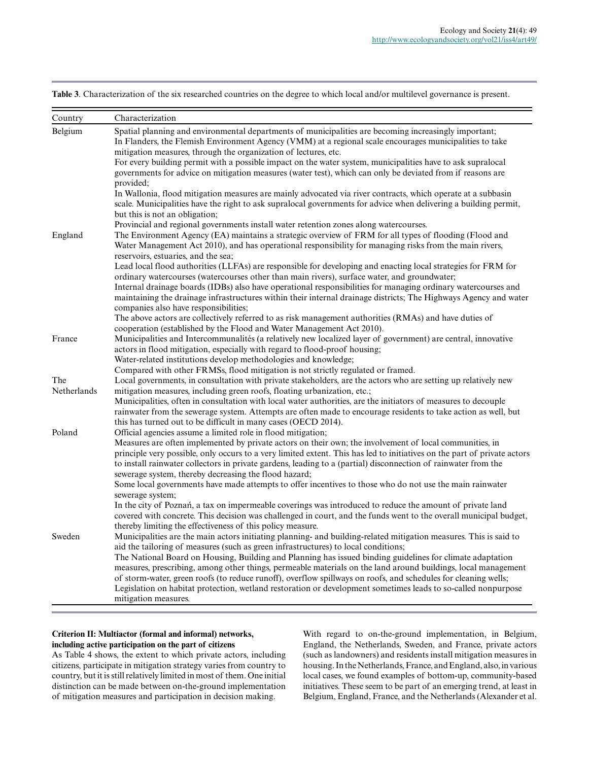**Table 3**. Characterization of the six researched countries on the degree to which local and/or multilevel governance is present.

| Country | Characterization |
|---|---|
| Belgium | Spatial planning and environmental departments of municipalities are becoming increasingly important; In Flanders, the Flemish Environment Agency (VMM) at a regional scale encourages municipalities to take mitigation measures, through the organization of lectures, etc. For every building permit with a possible impact on the water system, municipalities have to ask supralocal governments for advice on mitigation measures (water test), which can only be deviated from if reasons are provided; In Wallonia, flood mitigation measures are mainly advocated via river contracts, which operate at a subbasin scale. Municipalities have the right to ask supralocal governments for advice when delivering a building permit, but this is not an obligation; Provincial and regional governments install water retention zones along watercourses. |
| England | The Environment Agency (EA) maintains a strategic overview of FRM for all types of flooding (Flood and Water Management Act 2010), and has operational responsibility for managing risks from the main rivers, reservoirs, estuaries, and the sea; Lead local flood authorities (LLFAs) are responsible for developing and enacting local strategies for FRM for ordinary watercourses (watercourses other than main rivers), surface water, and groundwater; Internal drainage boards (IDBs) also have operational responsibilities for managing ordinary watercourses and maintaining the drainage infrastructures within their internal drainage districts; The Highways Agency and water companies also have responsibilities; The above actors are collectively referred to as risk management authorities (RMAs) and have duties of cooperation (established by the Flood and Water Management Act 2010). |
| France | Municipalities and Intercommunalités (a relatively new localized layer of government) are central, innovative actors in flood mitigation, especially with regard to flood-proof housing; Water-related institutions develop methodologies and knowledge; Compared with other FRMSs, flood mitigation is not strictly regulated or framed. |
| The Netherlands | Local governments, in consultation with private stakeholders, are the actors who are setting up relatively new mitigation measures, including green roofs, floating urbanization, etc.; Municipalities, often in consultation with local water authorities, are the initiators of measures to decouple rainwater from the sewerage system. Attempts are often made to encourage residents to take action as well, but this has turned out to be difficult in many cases (OECD 2014). |
| Poland | Official agencies assume a limited role in flood mitigation; Measures are often implemented by private actors on their own; the involvement of local communities, in principle very possible, only occurs to a very limited extent. This has led to initiatives on the part of private actors to install rainwater collectors in private gardens, leading to a (partial) disconnection of rainwater from the sewerage system, thereby decreasing the flood hazard; Some local governments have made attempts to offer incentives to those who do not use the main rainwater sewerage system; In the city of Poznań, a tax on impermeable coverings was introduced to reduce the amount of private land covered with concrete. This decision was challenged in court, and the funds went to the overall municipal budget, thereby limiting the effectiveness of this policy measure. |
| Sweden | Municipalities are the main actors initiating planning- and building-related mitigation measures. This is said to aid the tailoring of measures (such as green infrastructures) to local conditions; The National Board on Housing, Building and Planning has issued binding guidelines for climate adaptation measures, prescribing, among other things, permeable materials on the land around buildings, local management of storm-water, green roofs (to reduce runoff), overflow spillways on roofs, and schedules for cleaning wells; Legislation on habitat protection, wetland restoration or development sometimes leads to so-called nonpurpose mitigation measures. |

**Criterion II: Multiactor (formal and informal) networks, including active participation on the part of citizens**

As Table 4 shows, the extent to which private actors, including citizens, participate in mitigation strategy varies from country to country, but it is still relatively limited in most of them. One initial distinction can be made between on-the-ground implementation of mitigation measures and participation in decision making.

With regard to on-the-ground implementation, in Belgium, England, the Netherlands, Sweden, and France, private actors (such as landowners) and residents install mitigation measures in housing. In the Netherlands, France, and England, also, in various local cases, we found examples of bottom-up, community-based initiatives. These seem to be part of an emerging trend, at least in Belgium, England, France, and the Netherlands (Alexander et al.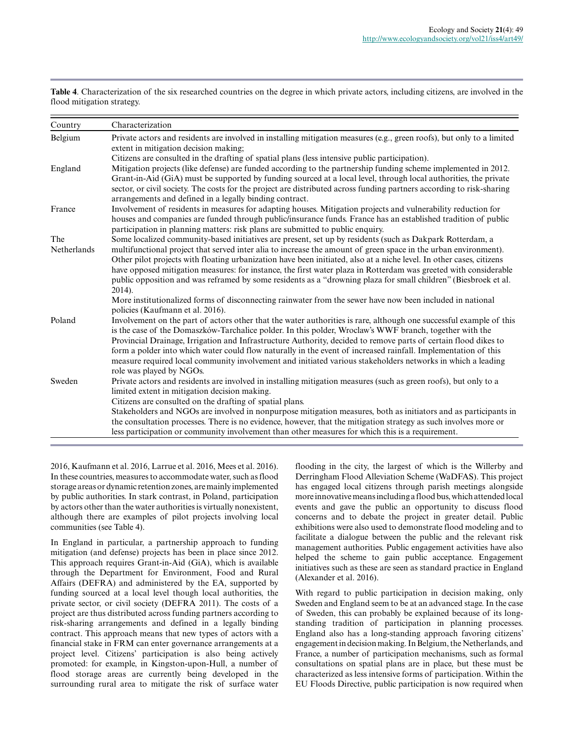**Table 4**. Characterization of the six researched countries on the degree in which private actors, including citizens, are involved in the flood mitigation strategy.

| Country | Characterization |
|---|---|
| Belgium | Private actors and residents are involved in installing mitigation measures (e.g., green roofs), but only to a limited extent in mitigation decision making; Citizens are consulted in the drafting of spatial plans (less intensive public participation). |
| England | Mitigation projects (like defense) are funded according to the partnership funding scheme implemented in 2012. Grant-in-Aid (GiA) must be supported by funding sourced at a local level, through local authorities, the private sector, or civil society. The costs for the project are distributed across funding partners according to risk-sharing arrangements and defined in a legally binding contract. |
| France | Involvement of residents in measures for adapting houses. Mitigation projects and vulnerability reduction for houses and companies are funded through public/insurance funds. France has an established tradition of public participation in planning matters: risk plans are submitted to public enquiry. |
| The Netherlands | Some localized community-based initiatives are present, set up by residents (such as Dakpark Rotterdam, a multifunctional project that served inter alia to increase the amount of green space in the urban environment). Other pilot projects with floating urbanization have been initiated, also at a niche level. In other cases, citizens have opposed mitigation measures: for instance, the first water plaza in Rotterdam was greeted with considerable public opposition and was reframed by some residents as a "drowning plaza for small children" (Biesbroek et al. 2014). More institutionalized forms of disconnecting rainwater from the sewer have now been included in national policies (Kaufmann et al. 2016). |
| Poland | Involvement on the part of actors other that the water authorities is rare, although one successful example of this is the case of the Domaszków-Tarchalice polder. In this polder, Wroclaw's WWF branch, together with the Provincial Drainage, Irrigation and Infrastructure Authority, decided to remove parts of certain flood dikes to form a polder into which water could flow naturally in the event of increased rainfall. Implementation of this measure required local community involvement and initiated various stakeholders networks in which a leading role was played by NGOs. |
| Sweden | Private actors and residents are involved in installing mitigation measures (such as green roofs), but only to a limited extent in mitigation decision making. Citizens are consulted on the drafting of spatial plans. Stakeholders and NGOs are involved in nonpurpose mitigation measures, both as initiators and as participants in the consultation processes. There is no evidence, however, that the mitigation strategy as such involves more or less participation or community involvement than other measures for which this is a requirement. |

2016, Kaufmann et al. 2016, Larrue et al. 2016, Mees et al. 2016). In these countries, measures to accommodate water, such as flood storage areas or dynamic retention zones, are mainly implemented by public authorities. In stark contrast, in Poland, participation by actors other than the water authorities is virtually nonexistent, although there are examples of pilot projects involving local communities (see Table 4).

In England in particular, a partnership approach to funding mitigation (and defense) projects has been in place since 2012. This approach requires Grant-in-Aid (GiA), which is available through the Department for Environment, Food and Rural Affairs (DEFRA) and administered by the EA, supported by funding sourced at a local level though local authorities, the private sector, or civil society (DEFRA 2011). The costs of a project are thus distributed across funding partners according to risk-sharing arrangements and defined in a legally binding contract. This approach means that new types of actors with a financial stake in FRM can enter governance arrangements at a project level. Citizens' participation is also being actively promoted: for example, in Kingston-upon-Hull, a number of flood storage areas are currently being developed in the surrounding rural area to mitigate the risk of surface water flooding in the city, the largest of which is the Willerby and Derringham Flood Alleviation Scheme (WaDFAS). This project has engaged local citizens through parish meetings alongside more innovative means including a flood bus, which attended local events and gave the public an opportunity to discuss flood concerns and to debate the project in greater detail. Public exhibitions were also used to demonstrate flood modeling and to facilitate a dialogue between the public and the relevant risk management authorities. Public engagement activities have also helped the scheme to gain public acceptance. Engagement initiatives such as these are seen as standard practice in England (Alexander et al. 2016).

With regard to public participation in decision making, only Sweden and England seem to be at an advanced stage. In the case of Sweden, this can probably be explained because of its long-standing tradition of participation in planning processes. England also has a long-standing approach favoring citizens' engagement in decision making. In Belgium, the Netherlands, and France, a number of participation mechanisms, such as formal consultations on spatial plans are in place, but these must be characterized as less intensive forms of participation. Within the EU Floods Directive, public participation is now required when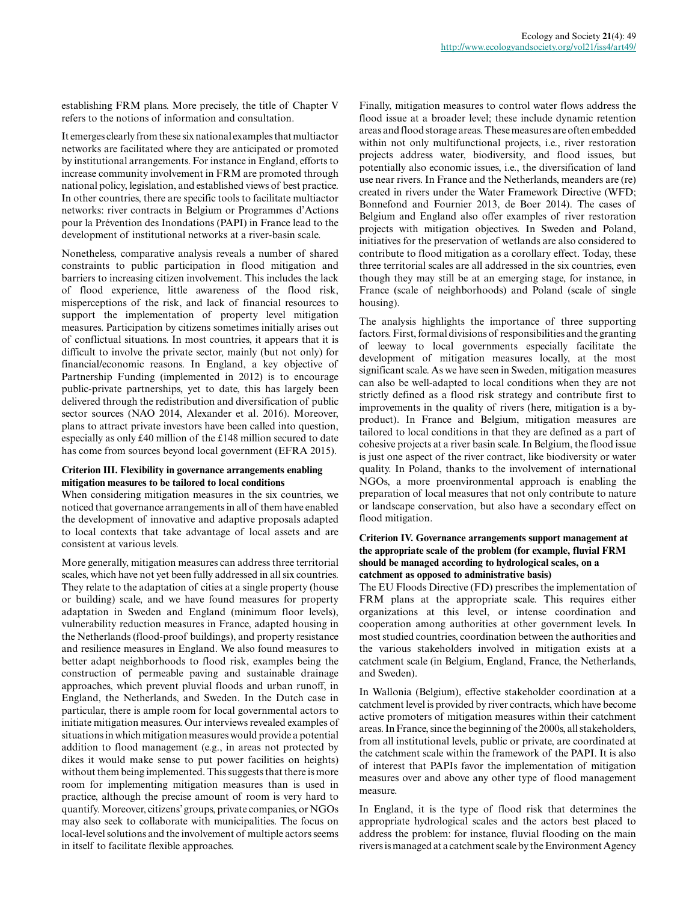establishing FRM plans. More precisely, the title of Chapter V refers to the notions of information and consultation.

It emerges clearly from these six national examples that multiactor networks are facilitated where they are anticipated or promoted by institutional arrangements. For instance in England, efforts to increase community involvement in FRM are promoted through national policy, legislation, and established views of best practice. In other countries, there are specific tools to facilitate multiactor networks: river contracts in Belgium or Programmes d'Actions pour la Prévention des Inondations (PAPI) in France lead to the development of institutional networks at a river-basin scale.

Nonetheless, comparative analysis reveals a number of shared constraints to public participation in flood mitigation and barriers to increasing citizen involvement. This includes the lack of flood experience, little awareness of the flood risk, misperceptions of the risk, and lack of financial resources to support the implementation of property level mitigation measures. Participation by citizens sometimes initially arises out of conflictual situations. In most countries, it appears that it is difficult to involve the private sector, mainly (but not only) for financial/economic reasons. In England, a key objective of Partnership Funding (implemented in 2012) is to encourage public-private partnerships, yet to date, this has largely been delivered through the redistribution and diversification of public sector sources (NAO 2014, Alexander et al. 2016). Moreover, plans to attract private investors have been called into question, especially as only £40 million of the £148 million secured to date has come from sources beyond local government (EFRA 2015).

**Criterion III. Flexibility in governance arrangements enabling mitigation measures to be tailored to local conditions**

When considering mitigation measures in the six countries, we noticed that governance arrangements in all of them have enabled the development of innovative and adaptive proposals adapted to local contexts that take advantage of local assets and are consistent at various levels.

More generally, mitigation measures can address three territorial scales, which have not yet been fully addressed in all six countries. They relate to the adaptation of cities at a single property (house or building) scale, and we have found measures for property adaptation in Sweden and England (minimum floor levels), vulnerability reduction measures in France, adapted housing in the Netherlands (flood-proof buildings), and property resistance and resilience measures in England. We also found measures to better adapt neighborhoods to flood risk, examples being the construction of permeable paving and sustainable drainage approaches, which prevent pluvial floods and urban runoff, in England, the Netherlands, and Sweden. In the Dutch case in particular, there is ample room for local governmental actors to initiate mitigation measures. Our interviews revealed examples of situations in which mitigation measures would provide a potential addition to flood management (e.g., in areas not protected by dikes it would make sense to put power facilities on heights) without them being implemented. This suggests that there is more room for implementing mitigation measures than is used in practice, although the precise amount of room is very hard to quantify. Moreover, citizens' groups, private companies, or NGOs may also seek to collaborate with municipalities. The focus on local-level solutions and the involvement of multiple actors seems in itself to facilitate flexible approaches.

Finally, mitigation measures to control water flows address the flood issue at a broader level; these include dynamic retention areas and flood storage areas. These measures are often embedded within not only multifunctional projects, i.e., river restoration projects address water, biodiversity, and flood issues, but potentially also economic issues, i.e., the diversification of land use near rivers. In France and the Netherlands, meanders are (re) created in rivers under the Water Framework Directive (WFD; Bonnefond and Fournier 2013, de Boer 2014). The cases of Belgium and England also offer examples of river restoration projects with mitigation objectives. In Sweden and Poland, initiatives for the preservation of wetlands are also considered to contribute to flood mitigation as a corollary effect. Today, these three territorial scales are all addressed in the six countries, even though they may still be at an emerging stage, for instance, in France (scale of neighborhoods) and Poland (scale of single housing).

The analysis highlights the importance of three supporting factors. First, formal divisions of responsibilities and the granting of leeway to local governments especially facilitate the development of mitigation measures locally, at the most significant scale. As we have seen in Sweden, mitigation measures can also be well-adapted to local conditions when they are not strictly defined as a flood risk strategy and contribute first to improvements in the quality of rivers (here, mitigation is a by-product). In France and Belgium, mitigation measures are tailored to local conditions in that they are defined as a part of cohesive projects at a river basin scale. In Belgium, the flood issue is just one aspect of the river contract, like biodiversity or water quality. In Poland, thanks to the involvement of international NGOs, a more proenvironmental approach is enabling the preparation of local measures that not only contribute to nature or landscape conservation, but also have a secondary effect on flood mitigation.

**Criterion IV. Governance arrangements support management at the appropriate scale of the problem (for example, fluvial FRM should be managed according to hydrological scales, on a catchment as opposed to administrative basis)**

The EU Floods Directive (FD) prescribes the implementation of FRM plans at the appropriate scale. This requires either organizations at this level, or intense coordination and cooperation among authorities at other government levels. In most studied countries, coordination between the authorities and the various stakeholders involved in mitigation exists at a catchment scale (in Belgium, England, France, the Netherlands, and Sweden).

In Wallonia (Belgium), effective stakeholder coordination at a catchment level is provided by river contracts, which have become active promoters of mitigation measures within their catchment areas. In France, since the beginning of the 2000s, all stakeholders, from all institutional levels, public or private, are coordinated at the catchment scale within the framework of the PAPI. It is also of interest that PAPIs favor the implementation of mitigation measures over and above any other type of flood management measure.

In England, it is the type of flood risk that determines the appropriate hydrological scales and the actors best placed to address the problem: for instance, fluvial flooding on the main rivers is managed at a catchment scale by the Environment Agency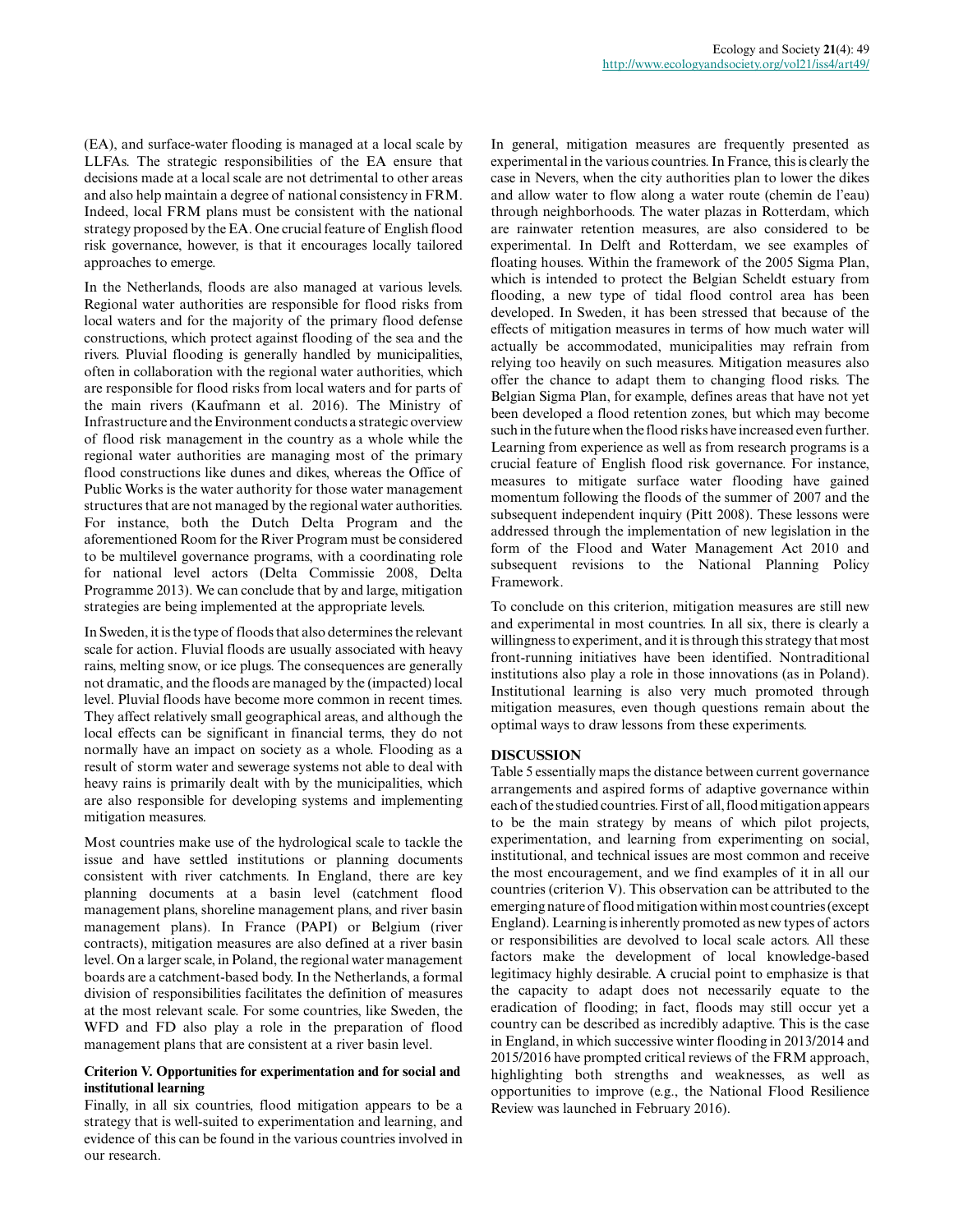(EA), and surface-water flooding is managed at a local scale by LLFAs. The strategic responsibilities of the EA ensure that decisions made at a local scale are not detrimental to other areas and also help maintain a degree of national consistency in FRM. Indeed, local FRM plans must be consistent with the national strategy proposed by the EA. One crucial feature of English flood risk governance, however, is that it encourages locally tailored approaches to emerge.

In the Netherlands, floods are also managed at various levels. Regional water authorities are responsible for flood risks from local waters and for the majority of the primary flood defense constructions, which protect against flooding of the sea and the rivers. Pluvial flooding is generally handled by municipalities, often in collaboration with the regional water authorities, which are responsible for flood risks from local waters and for parts of the main rivers (Kaufmann et al. 2016). The Ministry of Infrastructure and the Environment conducts a strategic overview of flood risk management in the country as a whole while the regional water authorities are managing most of the primary flood constructions like dunes and dikes, whereas the Office of Public Works is the water authority for those water management structures that are not managed by the regional water authorities. For instance, both the Dutch Delta Program and the aforementioned Room for the River Program must be considered to be multilevel governance programs, with a coordinating role for national level actors (Delta Commissie 2008, Delta Programme 2013). We can conclude that by and large, mitigation strategies are being implemented at the appropriate levels.

In Sweden, it is the type of floods that also determines the relevant scale for action. Fluvial floods are usually associated with heavy rains, melting snow, or ice plugs. The consequences are generally not dramatic, and the floods are managed by the (impacted) local level. Pluvial floods have become more common in recent times. They affect relatively small geographical areas, and although the local effects can be significant in financial terms, they do not normally have an impact on society as a whole. Flooding as a result of storm water and sewerage systems not able to deal with heavy rains is primarily dealt with by the municipalities, which are also responsible for developing systems and implementing mitigation measures.

Most countries make use of the hydrological scale to tackle the issue and have settled institutions or planning documents consistent with river catchments. In England, there are key planning documents at a basin level (catchment flood management plans, shoreline management plans, and river basin management plans). In France (PAPI) or Belgium (river contracts), mitigation measures are also defined at a river basin level. On a larger scale, in Poland, the regional water management boards are a catchment-based body. In the Netherlands, a formal division of responsibilities facilitates the definition of measures at the most relevant scale. For some countries, like Sweden, the WFD and FD also play a role in the preparation of flood management plans that are consistent at a river basin level.

### Criterion V. Opportunities for experimentation and for social and institutional learning

Finally, in all six countries, flood mitigation appears to be a strategy that is well-suited to experimentation and learning, and evidence of this can be found in the various countries involved in our research.

In general, mitigation measures are frequently presented as experimental in the various countries. In France, this is clearly the case in Nevers, when the city authorities plan to lower the dikes and allow water to flow along a water route (chemin de l'eau) through neighborhoods. The water plazas in Rotterdam, which are rainwater retention measures, are also considered to be experimental. In Delft and Rotterdam, we see examples of floating houses. Within the framework of the 2005 Sigma Plan, which is intended to protect the Belgian Scheldt estuary from flooding, a new type of tidal flood control area has been developed. In Sweden, it has been stressed that because of the effects of mitigation measures in terms of how much water will actually be accommodated, municipalities may refrain from relying too heavily on such measures. Mitigation measures also offer the chance to adapt them to changing flood risks. The Belgian Sigma Plan, for example, defines areas that have not yet been developed a flood retention zones, but which may become such in the future when the flood risks have increased even further. Learning from experience as well as from research programs is a crucial feature of English flood risk governance. For instance, measures to mitigate surface water flooding have gained momentum following the floods of the summer of 2007 and the subsequent independent inquiry (Pitt 2008). These lessons were addressed through the implementation of new legislation in the form of the Flood and Water Management Act 2010 and subsequent revisions to the National Planning Policy Framework.

To conclude on this criterion, mitigation measures are still new and experimental in most countries. In all six, there is clearly a willingness to experiment, and it is through this strategy that most front-running initiatives have been identified. Nontraditional institutions also play a role in those innovations (as in Poland). Institutional learning is also very much promoted through mitigation measures, even though questions remain about the optimal ways to draw lessons from these experiments.

## DISCUSSION

Table 5 essentially maps the distance between current governance arrangements and aspired forms of adaptive governance within each of the studied countries. First of all, flood mitigation appears to be the main strategy by means of which pilot projects, experimentation, and learning from experimenting on social, institutional, and technical issues are most common and receive the most encouragement, and we find examples of it in all our countries (criterion V). This observation can be attributed to the emerging nature of flood mitigation within most countries (except England). Learning is inherently promoted as new types of actors or responsibilities are devolved to local scale actors. All these factors make the development of local knowledge-based legitimacy highly desirable. A crucial point to emphasize is that the capacity to adapt does not necessarily equate to the eradication of flooding; in fact, floods may still occur yet a country can be described as incredibly adaptive. This is the case in England, in which successive winter flooding in 2013/2014 and 2015/2016 have prompted critical reviews of the FRM approach, highlighting both strengths and weaknesses, as well as opportunities to improve (e.g., the National Flood Resilience Review was launched in February 2016).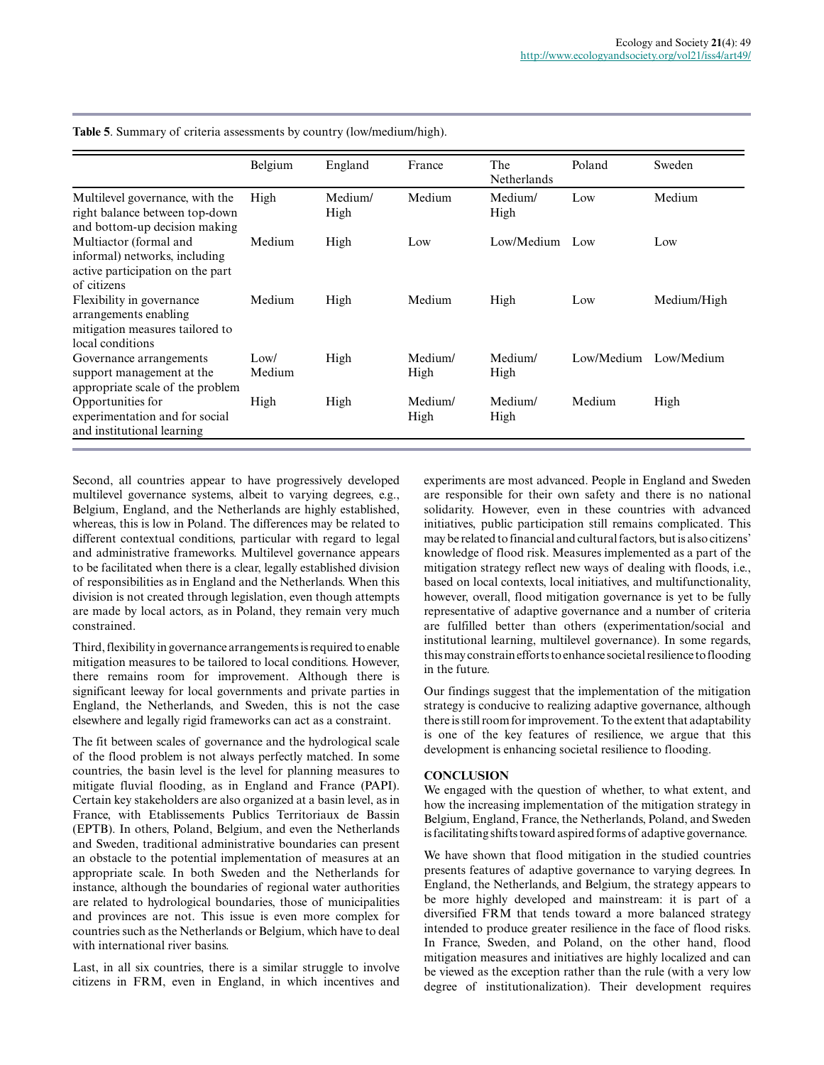**Table 5**. Summary of criteria assessments by country (low/medium/high).

| | Belgium | England | France | The Netherlands | Poland | Sweden |
|---|---|---|---|---|---|---|
| Multilevel governance, with the right balance between top-down and bottom-up decision making | High | Medium/ High | Medium | Medium/ High | Low | Medium |
| Multiactor (formal and informal) networks, including active participation on the part of citizens | Medium | High | Low | Low/Medium | Low | Low |
| Flexibility in governance arrangements enabling mitigation measures tailored to local conditions | Medium | High | Medium | High | Low | Medium/High |
| Governance arrangements support management at the appropriate scale of the problem | Low/ Medium | High | Medium/ High | Medium/ High | Low/Medium | Low/Medium |
| Opportunities for experimentation and for social and institutional learning | High | High | Medium/ High | Medium/ High | Medium | High |

Second, all countries appear to have progressively developed multilevel governance systems, albeit to varying degrees, e.g., Belgium, England, and the Netherlands are highly established, whereas, this is low in Poland. The differences may be related to different contextual conditions, particular with regard to legal and administrative frameworks. Multilevel governance appears to be facilitated when there is a clear, legally established division of responsibilities as in England and the Netherlands. When this division is not created through legislation, even though attempts are made by local actors, as in Poland, they remain very much constrained.

Third, flexibility in governance arrangements is required to enable mitigation measures to be tailored to local conditions. However, there remains room for improvement. Although there is significant leeway for local governments and private parties in England, the Netherlands, and Sweden, this is not the case elsewhere and legally rigid frameworks can act as a constraint.

The fit between scales of governance and the hydrological scale of the flood problem is not always perfectly matched. In some countries, the basin level is the level for planning measures to mitigate fluvial flooding, as in England and France (PAPI). Certain key stakeholders are also organized at a basin level, as in France, with Etablissements Publics Territoriaux de Bassin (EPTB). In others, Poland, Belgium, and even the Netherlands and Sweden, traditional administrative boundaries can present an obstacle to the potential implementation of measures at an appropriate scale. In both Sweden and the Netherlands for instance, although the boundaries of regional water authorities are related to hydrological boundaries, those of municipalities and provinces are not. This issue is even more complex for countries such as the Netherlands or Belgium, which have to deal with international river basins.

Last, in all six countries, there is a similar struggle to involve citizens in FRM, even in England, in which incentives and experiments are most advanced. People in England and Sweden are responsible for their own safety and there is no national solidarity. However, even in these countries with advanced initiatives, public participation still remains complicated. This may be related to financial and cultural factors, but is also citizens' knowledge of flood risk. Measures implemented as a part of the mitigation strategy reflect new ways of dealing with floods, i.e., based on local contexts, local initiatives, and multifunctionality, however, overall, flood mitigation governance is yet to be fully representative of adaptive governance and a number of criteria are fulfilled better than others (experimentation/social and institutional learning, multilevel governance). In some regards, this may constrain efforts to enhance societal resilience to flooding in the future.

Our findings suggest that the implementation of the mitigation strategy is conducive to realizing adaptive governance, although there is still room for improvement. To the extent that adaptability is one of the key features of resilience, we argue that this development is enhancing societal resilience to flooding.

## CONCLUSION

We engaged with the question of whether, to what extent, and how the increasing implementation of the mitigation strategy in Belgium, England, France, the Netherlands, Poland, and Sweden is facilitating shifts toward aspired forms of adaptive governance.

We have shown that flood mitigation in the studied countries presents features of adaptive governance to varying degrees. In England, the Netherlands, and Belgium, the strategy appears to be more highly developed and mainstream: it is part of a diversified FRM that tends toward a more balanced strategy intended to produce greater resilience in the face of flood risks. In France, Sweden, and Poland, on the other hand, flood mitigation measures and initiatives are highly localized and can be viewed as the exception rather than the rule (with a very low degree of institutionalization). Their development requires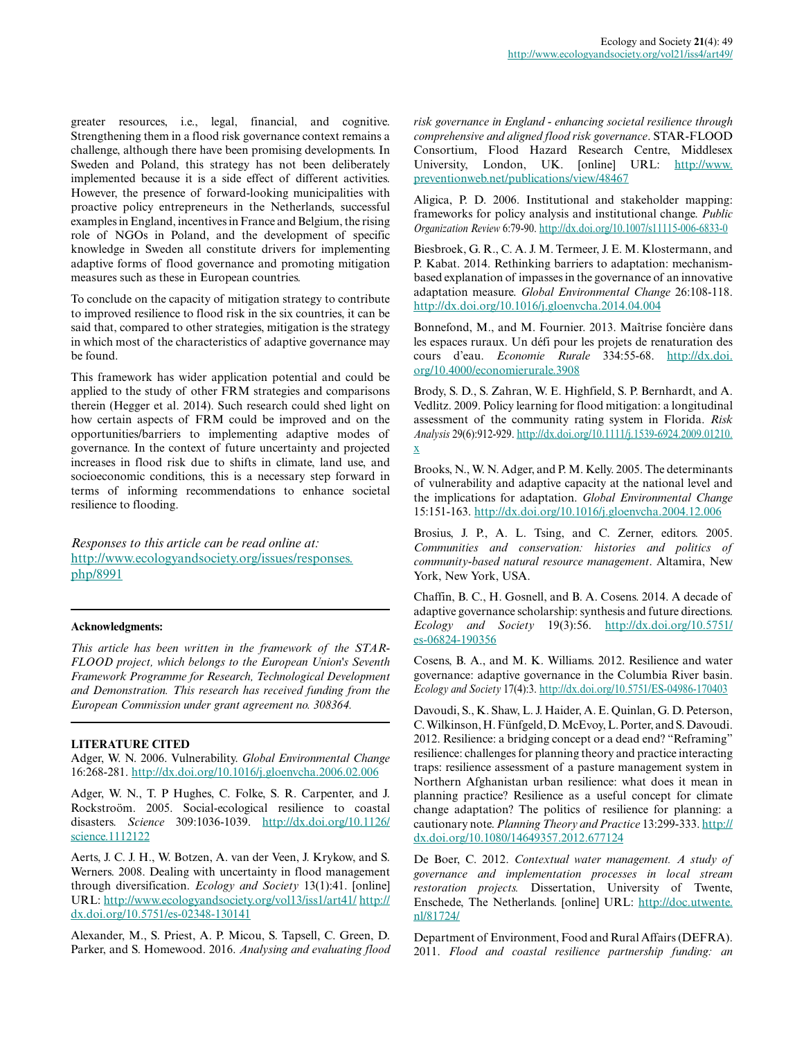greater resources, i.e., legal, financial, and cognitive. Strengthening them in a flood risk governance context remains a challenge, although there have been promising developments. In Sweden and Poland, this strategy has not been deliberately implemented because it is a side effect of different activities. However, the presence of forward-looking municipalities with proactive policy entrepreneurs in the Netherlands, successful examples in England, incentives in France and Belgium, the rising role of NGOs in Poland, and the development of specific knowledge in Sweden all constitute drivers for implementing adaptive forms of flood governance and promoting mitigation measures such as these in European countries.

To conclude on the capacity of mitigation strategy to contribute to improved resilience to flood risk in the six countries, it can be said that, compared to other strategies, mitigation is the strategy in which most of the characteristics of adaptive governance may be found.

This framework has wider application potential and could be applied to the study of other FRM strategies and comparisons therein (Hegger et al. 2014). Such research could shed light on how certain aspects of FRM could be improved and on the opportunities/barriers to implementing adaptive modes of governance. In the context of future uncertainty and projected increases in flood risk due to shifts in climate, land use, and socioeconomic conditions, this is a necessary step forward in terms of informing recommendations to enhance societal resilience to flooding.

*Responses to this article can be read online at:*
http://www.ecologyandsociety.org/issues/responses.php/8991

**Acknowledgments:**

*This article has been written in the framework of the STAR-FLOOD project, which belongs to the European Union's Seventh Framework Programme for Research, Technological Development and Demonstration. This research has received funding from the European Commission under grant agreement no. 308364.*

## LITERATURE CITED

Adger, W. N. 2006. Vulnerability. *Global Environmental Change* 16:268-281. http://dx.doi.org/10.1016/j.gloenvcha.2006.02.006

Adger, W. N., T. P Hughes, C. Folke, S. R. Carpenter, and J. Rockstroöm. 2005. Social-ecological resilience to coastal disasters. *Science* 309:1036-1039. http://dx.doi.org/10.1126/science.1112122

Aerts, J. C. J. H., W. Botzen, A. van der Veen, J. Krykow, and S. Werners. 2008. Dealing with uncertainty in flood management through diversification. *Ecology and Society* 13(1):41. [online] URL: http://www.ecologyandsociety.org/vol13/iss1/art41/ http://dx.doi.org/10.5751/es-02348-130141

Alexander, M., S. Priest, A. P. Micou, S. Tapsell, C. Green, D. Parker, and S. Homewood. 2016. *Analysing and evaluating flood risk governance in England - enhancing societal resilience through comprehensive and aligned flood risk governance*. STAR-FLOOD Consortium, Flood Hazard Research Centre, Middlesex University, London, UK. [online] URL: http://www.preventionweb.net/publications/view/48467

Aligica, P. D. 2006. Institutional and stakeholder mapping: frameworks for policy analysis and institutional change. *Public Organization Review* 6:79-90. http://dx.doi.org/10.1007/s11115-006-6833-0

Biesbroek, G. R., C. A. J. M. Termeer, J. E. M. Klostermann, and P. Kabat. 2014. Rethinking barriers to adaptation: mechanism-based explanation of impasses in the governance of an innovative adaptation measure. *Global Environmental Change* 26:108-118. http://dx.doi.org/10.1016/j.gloenvcha.2014.04.004

Bonnefond, M., and M. Fournier. 2013. Maîtrise foncière dans les espaces ruraux. Un défi pour les projets de renaturation des cours d'eau. *Economie Rurale* 334:55-68. http://dx.doi.org/10.4000/economierurale.3908

Brody, S. D., S. Zahran, W. E. Highfield, S. P. Bernhardt, and A. Vedlitz. 2009. Policy learning for flood mitigation: a longitudinal assessment of the community rating system in Florida. *Risk Analysis* 29(6):912-929. http://dx.doi.org/10.1111/j.1539-6924.2009.01210.x

Brooks, N., W. N. Adger, and P. M. Kelly. 2005. The determinants of vulnerability and adaptive capacity at the national level and the implications for adaptation. *Global Environmental Change* 15:151-163. http://dx.doi.org/10.1016/j.gloenvcha.2004.12.006

Brosius, J. P., A. L. Tsing, and C. Zerner, editors. 2005. *Communities and conservation: histories and politics of community-based natural resource management*. Altamira, New York, New York, USA.

Chaffin, B. C., H. Gosnell, and B. A. Cosens. 2014. A decade of adaptive governance scholarship: synthesis and future directions. *Ecology and Society* 19(3):56. http://dx.doi.org/10.5751/es-06824-190356

Cosens, B. A., and M. K. Williams. 2012. Resilience and water governance: adaptive governance in the Columbia River basin. *Ecology and Society* 17(4):3. http://dx.doi.org/10.5751/ES-04986-170403

Davoudi, S., K. Shaw, L. J. Haider, A. E. Quinlan, G. D. Peterson, C. Wilkinson, H. Fünfgeld, D. McEvoy, L. Porter, and S. Davoudi. 2012. Resilience: a bridging concept or a dead end? "Reframing" resilience: challenges for planning theory and practice interacting traps: resilience assessment of a pasture management system in Northern Afghanistan urban resilience: what does it mean in planning practice? Resilience as a useful concept for climate change adaptation? The politics of resilience for planning: a cautionary note. *Planning Theory and Practice* 13:299-333. http://dx.doi.org/10.1080/14649357.2012.677124

De Boer, C. 2012. *Contextual water management. A study of governance and implementation processes in local stream restoration projects.* Dissertation, University of Twente, Enschede, The Netherlands. [online] URL: http://doc.utwente.nl/81724/

Department of Environment, Food and Rural Affairs (DEFRA). 2011. *Flood and coastal resilience partnership funding: an*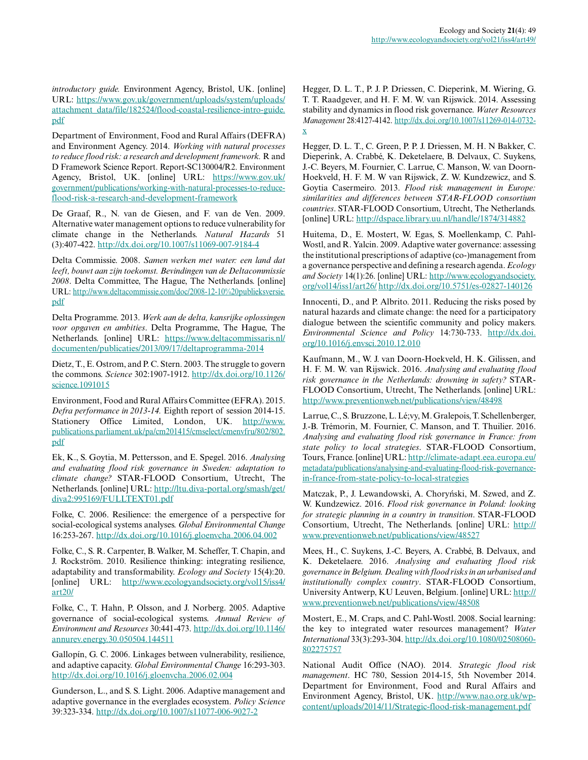*introductory guide.* Environment Agency, Bristol, UK. [online] URL: https://www.gov.uk/government/uploads/system/uploads/attachment_data/file/182524/flood-coastal-resilience-intro-guide.pdf

Department of Environment, Food and Rural Affairs (DEFRA) and Environment Agency. 2014. *Working with natural processes to reduce flood risk: a research and development framework.* R and D Framework Science Report. Report-SC130004/R2. Environment Agency, Bristol, UK. [online] URL: https://www.gov.uk/government/publications/working-with-natural-processes-to-reduce-flood-risk-a-research-and-development-framework

De Graaf, R., N. van de Giesen, and F. van de Ven. 2009. Alternative water management options to reduce vulnerability for climate change in the Netherlands. *Natural Hazards* 51 (3):407-422. http://dx.doi.org/10.1007/s11069-007-9184-4

Delta Commissie. 2008. *Samen werken met water: een land dat leeft, bouwt aan zijn toekomst. Bevindingen van de Deltacommissie 2008*. Delta Committee, The Hague, The Netherlands. [online] URL: http://www.deltacommissie.com/doc/2008-12-10%20publieksversie.pdf

Delta Programme. 2013. *Werk aan de delta, kansrijke oplossingen voor opgaven en ambities*. Delta Programme, The Hague, The Netherlands. [online] URL: https://www.deltacommissaris.nl/documenten/publicaties/2013/09/17/deltaprogramma-2014

Dietz, T., E. Ostrom, and P. C. Stern. 2003. The struggle to govern the commons. *Science* 302:1907-1912. http://dx.doi.org/10.1126/science.1091015

Environment, Food and Rural Affairs Committee (EFRA). 2015. *Defra performance in 2013-14.* Eighth report of session 2014-15. Stationery Office Limited, London, UK. http://www.publications.parliament.uk/pa/cm201415/cmselect/cmenvfru/802/802.pdf

Ek, K., S. Goytia, M. Pettersson, and E. Spegel. 2016. *Analysing and evaluating flood risk governance in Sweden: adaptation to climate change?* STAR-FLOOD Consortium, Utrecht, The Netherlands. [online] URL: http://ltu.diva-portal.org/smash/get/diva2:995169/FULLTEXT01.pdf

Folke, C. 2006. Resilience: the emergence of a perspective for social-ecological systems analyses. *Global Environmental Change* 16:253-267. http://dx.doi.org/10.1016/j.gloenvcha.2006.04.002

Folke, C., S. R. Carpenter, B. Walker, M. Scheffer, T. Chapin, and J. Rockström. 2010. Resilience thinking: integrating resilience, adaptability and transformability. *Ecology and Society* 15(4):20. [online] URL: http://www.ecologyandsociety.org/vol15/iss4/art20/

Folke, C., T. Hahn, P. Olsson, and J. Norberg. 2005. Adaptive governance of social-ecological systems. *Annual Review of Environment and Resources* 30:441-473. http://dx.doi.org/10.1146/annurev.energy.30.050504.144511

Gallopín, G. C. 2006. Linkages between vulnerability, resilience, and adaptive capacity. *Global Environmental Change* 16:293-303. http://dx.doi.org/10.1016/j.gloenvcha.2006.02.004

Gunderson, L., and S. S. Light. 2006. Adaptive management and adaptive governance in the everglades ecosystem. *Policy Science* 39:323-334. http://dx.doi.org/10.1007/s11077-006-9027-2

Hegger, D. L. T., P. J. P. Driessen, C. Dieperink, M. Wiering, G. T. T. Raadgever, and H. F. M. W. van Rijswick. 2014. Assessing stability and dynamics in flood risk governance. *Water Resources Management* 28:4127-4142. http://dx.doi.org/10.1007/s11269-014-0732-x

Hegger, D. L. T., C. Green, P. P. J. Driessen, M. H. N Bakker, C. Dieperink, A. Crabbé, K. Deketelaere, B. Delvaux, C. Suykens, J.-C. Beyers, M. Fournier, C. Larrue, C. Manson, W. van Doorn-Hoekveld, H. F. M. W van Rijswick, Z. W. Kundzewicz, and S. Goytia Casermeiro. 2013. *Flood risk management in Europe: similarities and differences between STAR-FLOOD consortium countries*. STAR-FLOOD Consortium, Utrecht, The Netherlands. [online] URL: http://dspace.library.uu.nl/handle/1874/314882

Huitema, D., E. Mostert, W. Egas, S. Moellenkamp, C. Pahl-Wostl, and R. Yalcin. 2009. Adaptive water governance: assessing the institutional prescriptions of adaptive (co-)management from a governance perspective and defining a research agenda. *Ecology and Society* 14(1):26. [online] URL: http://www.ecologyandsociety.org/vol14/iss1/art26/ http://dx.doi.org/10.5751/es-02827-140126

Innocenti, D., and P. Albrito. 2011. Reducing the risks posed by natural hazards and climate change: the need for a participatory dialogue between the scientific community and policy makers. *Environmental Science and Policy* 14:730-733. http://dx.doi.org/10.1016/j.envsci.2010.12.010

Kaufmann, M., W. J. van Doorn-Hoekveld, H. K. Gilissen, and H. F. M. W. van Rijswick. 2016. *Analysing and evaluating flood risk governance in the Netherlands: drowning in safety?* STAR-FLOOD Consortium, Utrecht, The Netherlands. [online] URL: http://www.preventionweb.net/publications/view/48498

Larrue, C., S. Bruzzone, L. Lé;vy, M. Gralepois, T. Schellenberger, J.-B. Trémorin, M. Fournier, C. Manson, and T. Thuilier. 2016. *Analysing and evaluating flood risk governance in France: from state policy to local strategies*. STAR-FLOOD Consortium, Tours, France. [online] URL: http://climate-adapt.eea.europa.eu/metadata/publications/analysing-and-evaluating-flood-risk-governance-in-france-from-state-policy-to-local-strategies

Matczak, P., J. Lewandowski, A. Choryński, M. Szwed, and Z. W. Kundzewicz. 2016. *Flood risk governance in Poland: looking for strategic planning in a country in transition*. STAR-FLOOD Consortium, Utrecht, The Netherlands. [online] URL: http://www.preventionweb.net/publications/view/48527

Mees, H., C. Suykens, J.-C. Beyers, A. Crabbé, B. Delvaux, and K. Deketelaere. 2016. *Analysing and evaluating flood risk governance in Belgium. Dealing with flood risks in an urbanised and institutionally complex country*. STAR-FLOOD Consortium, University Antwerp, KU Leuven, Belgium. [online] URL: http://www.preventionweb.net/publications/view/48508

Mostert, E., M. Craps, and C. Pahl-Wostl. 2008. Social learning: the key to integrated water resources management? *Water International* 33(3):293-304. http://dx.doi.org/10.1080/02508060802275757

National Audit Office (NAO). 2014. *Strategic flood risk management*. HC 780, Session 2014-15, 5th November 2014. Department for Environment, Food and Rural Affairs and Environment Agency, Bristol, UK. http://www.nao.org.uk/wp-content/uploads/2014/11/Strategic-flood-risk-management.pdf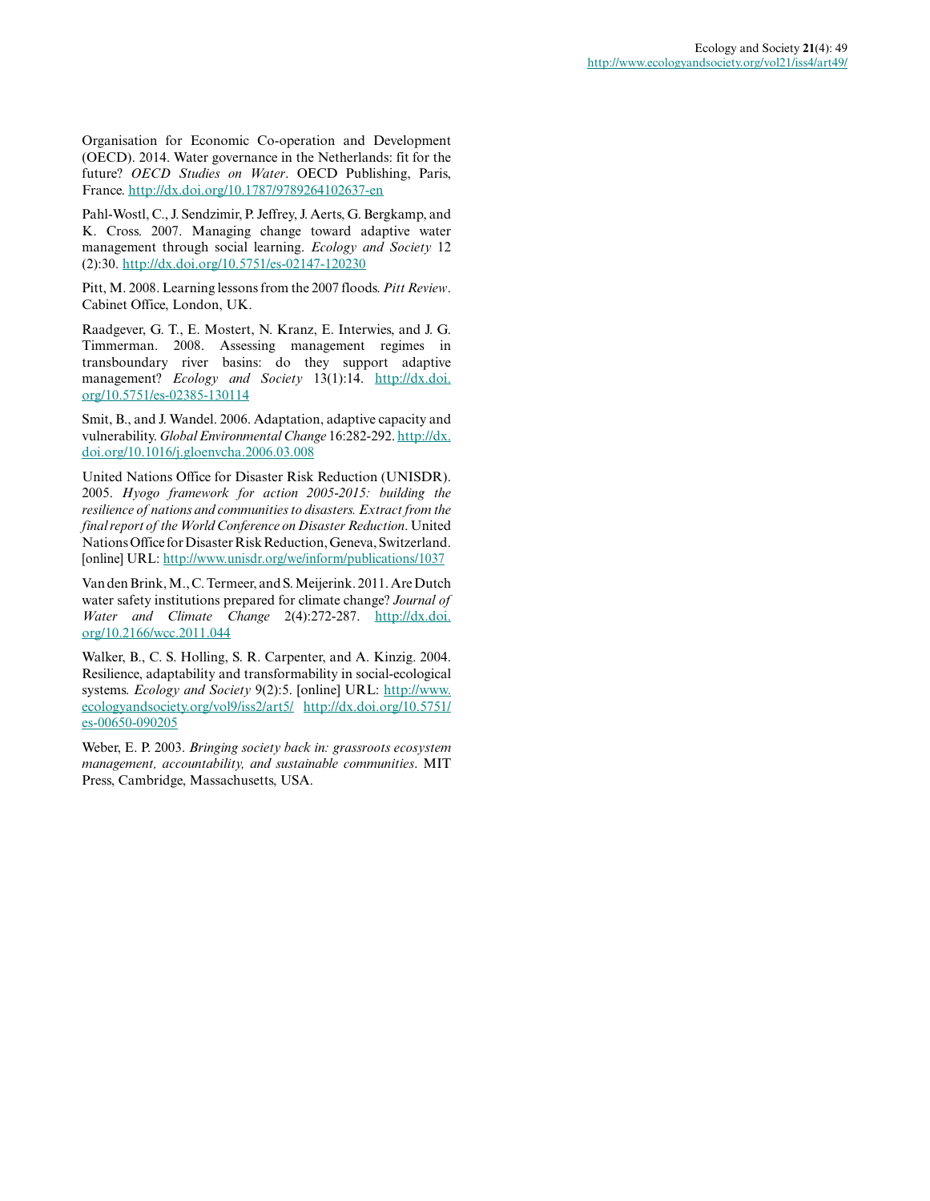Organisation for Economic Co-operation and Development (OECD). 2014. Water governance in the Netherlands: fit for the future? *OECD Studies on Water*. OECD Publishing, Paris, France. http://dx.doi.org/10.1787/9789264102637-en

Pahl-Wostl, C., J. Sendzimir, P. Jeffrey, J. Aerts, G. Bergkamp, and K. Cross. 2007. Managing change toward adaptive water management through social learning. *Ecology and Society* 12 (2):30. http://dx.doi.org/10.5751/es-02147-120230

Pitt, M. 2008. Learning lessons from the 2007 floods. *Pitt Review*. Cabinet Office, London, UK.

Raadgever, G. T., E. Mostert, N. Kranz, E. Interwies, and J. G. Timmerman. 2008. Assessing management regimes in transboundary river basins: do they support adaptive management? *Ecology and Society* 13(1):14. http://dx.doi.org/10.5751/es-02385-130114

Smit, B., and J. Wandel. 2006. Adaptation, adaptive capacity and vulnerability. *Global Environmental Change* 16:282-292. http://dx.doi.org/10.1016/j.gloenvcha.2006.03.008

United Nations Office for Disaster Risk Reduction (UNISDR). 2005. *Hyogo framework for action 2005-2015: building the resilience of nations and communities to disasters. Extract from the final report of the World Conference on Disaster Reduction*. United Nations Office for Disaster Risk Reduction, Geneva, Switzerland. [online] URL: http://www.unisdr.org/we/inform/publications/1037

Van den Brink, M., C. Termeer, and S. Meijerink. 2011. Are Dutch water safety institutions prepared for climate change? *Journal of Water and Climate Change* 2(4):272-287. http://dx.doi.org/10.2166/wcc.2011.044

Walker, B., C. S. Holling, S. R. Carpenter, and A. Kinzig. 2004. Resilience, adaptability and transformability in social-ecological systems. *Ecology and Society* 9(2):5. [online] URL: http://www.ecologyandsociety.org/vol9/iss2/art5/ http://dx.doi.org/10.5751/es-00650-090205

Weber, E. P. 2003. *Bringing society back in: grassroots ecosystem management, accountability, and sustainable communities*. MIT Press, Cambridge, Massachusetts, USA.